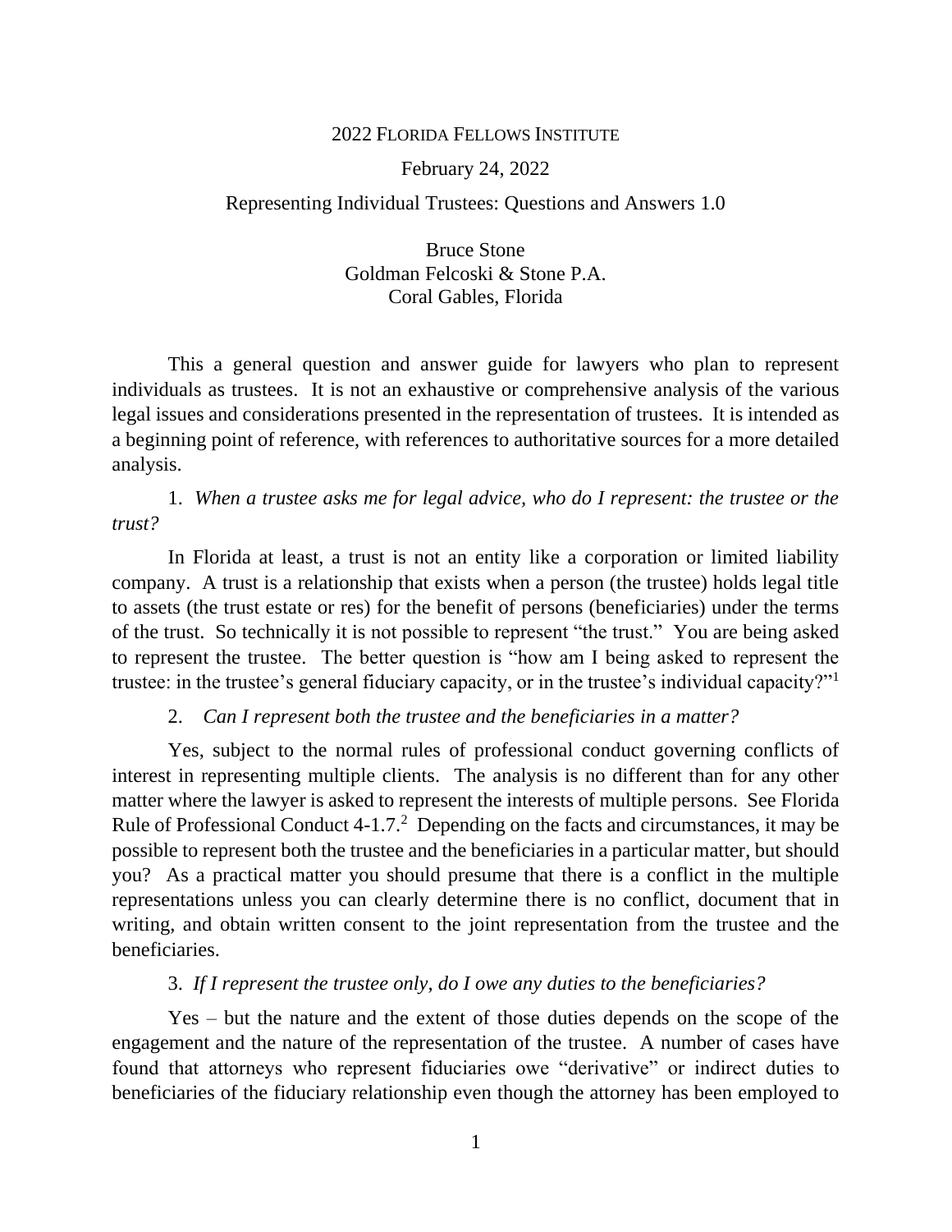2022 FLORIDA FELLOWS INSTITUTE

February 24, 2022

Representing Individual Trustees: Questions and Answers 1.0

Bruce Stone
Goldman Felcoski & Stone P.A.
Coral Gables, Florida

This a general question and answer guide for lawyers who plan to represent individuals as trustees. It is not an exhaustive or comprehensive analysis of the various legal issues and considerations presented in the representation of trustees. It is intended as a beginning point of reference, with references to authoritative sources for a more detailed analysis.

1. *When a trustee asks me for legal advice, who do I represent: the trustee or the trust?*

In Florida at least, a trust is not an entity like a corporation or limited liability company. A trust is a relationship that exists when a person (the trustee) holds legal title to assets (the trust estate or res) for the benefit of persons (beneficiaries) under the terms of the trust. So technically it is not possible to represent "the trust." You are being asked to represent the trustee. The better question is "how am I being asked to represent the trustee: in the trustee's general fiduciary capacity, or in the trustee's individual capacity?"[1]

2. *Can I represent both the trustee and the beneficiaries in a matter?*

Yes, subject to the normal rules of professional conduct governing conflicts of interest in representing multiple clients. The analysis is no different than for any other matter where the lawyer is asked to represent the interests of multiple persons. See Florida Rule of Professional Conduct 4-1.7.[2] Depending on the facts and circumstances, it may be possible to represent both the trustee and the beneficiaries in a particular matter, but should you? As a practical matter you should presume that there is a conflict in the multiple representations unless you can clearly determine there is no conflict, document that in writing, and obtain written consent to the joint representation from the trustee and the beneficiaries.

3. *If I represent the trustee only, do I owe any duties to the beneficiaries?*

Yes – but the nature and the extent of those duties depends on the scope of the engagement and the nature of the representation of the trustee. A number of cases have found that attorneys who represent fiduciaries owe "derivative" or indirect duties to beneficiaries of the fiduciary relationship even though the attorney has been employed to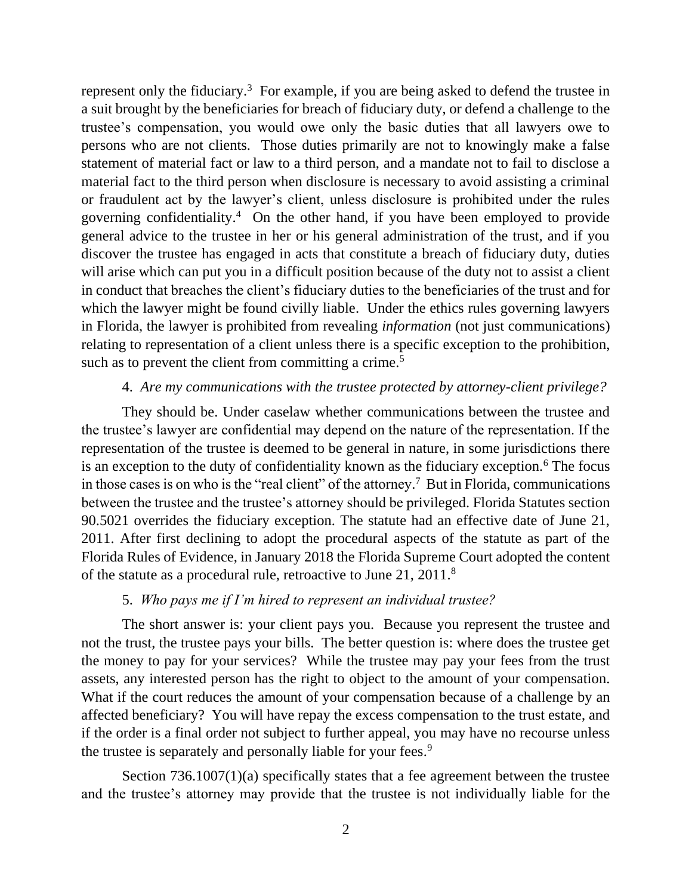represent only the fiduciary.[3] For example, if you are being asked to defend the trustee in a suit brought by the beneficiaries for breach of fiduciary duty, or defend a challenge to the trustee's compensation, you would owe only the basic duties that all lawyers owe to persons who are not clients. Those duties primarily are not to knowingly make a false statement of material fact or law to a third person, and a mandate not to fail to disclose a material fact to the third person when disclosure is necessary to avoid assisting a criminal or fraudulent act by the lawyer's client, unless disclosure is prohibited under the rules governing confidentiality.[4] On the other hand, if you have been employed to provide general advice to the trustee in her or his general administration of the trust, and if you discover the trustee has engaged in acts that constitute a breach of fiduciary duty, duties will arise which can put you in a difficult position because of the duty not to assist a client in conduct that breaches the client's fiduciary duties to the beneficiaries of the trust and for which the lawyer might be found civilly liable. Under the ethics rules governing lawyers in Florida, the lawyer is prohibited from revealing *information* (not just communications) relating to representation of a client unless there is a specific exception to the prohibition, such as to prevent the client from committing a crime.[5]

4. *Are my communications with the trustee protected by attorney-client privilege?*

They should be. Under caselaw whether communications between the trustee and the trustee's lawyer are confidential may depend on the nature of the representation. If the representation of the trustee is deemed to be general in nature, in some jurisdictions there is an exception to the duty of confidentiality known as the fiduciary exception.[6] The focus in those cases is on who is the "real client" of the attorney.[7] But in Florida, communications between the trustee and the trustee's attorney should be privileged. Florida Statutes section 90.5021 overrides the fiduciary exception. The statute had an effective date of June 21, 2011. After first declining to adopt the procedural aspects of the statute as part of the Florida Rules of Evidence, in January 2018 the Florida Supreme Court adopted the content of the statute as a procedural rule, retroactive to June 21, 2011.[8]

5. *Who pays me if I'm hired to represent an individual trustee?*

The short answer is: your client pays you. Because you represent the trustee and not the trust, the trustee pays your bills. The better question is: where does the trustee get the money to pay for your services? While the trustee may pay your fees from the trust assets, any interested person has the right to object to the amount of your compensation. What if the court reduces the amount of your compensation because of a challenge by an affected beneficiary? You will have repay the excess compensation to the trust estate, and if the order is a final order not subject to further appeal, you may have no recourse unless the trustee is separately and personally liable for your fees.[9]

Section 736.1007(1)(a) specifically states that a fee agreement between the trustee and the trustee's attorney may provide that the trustee is not individually liable for the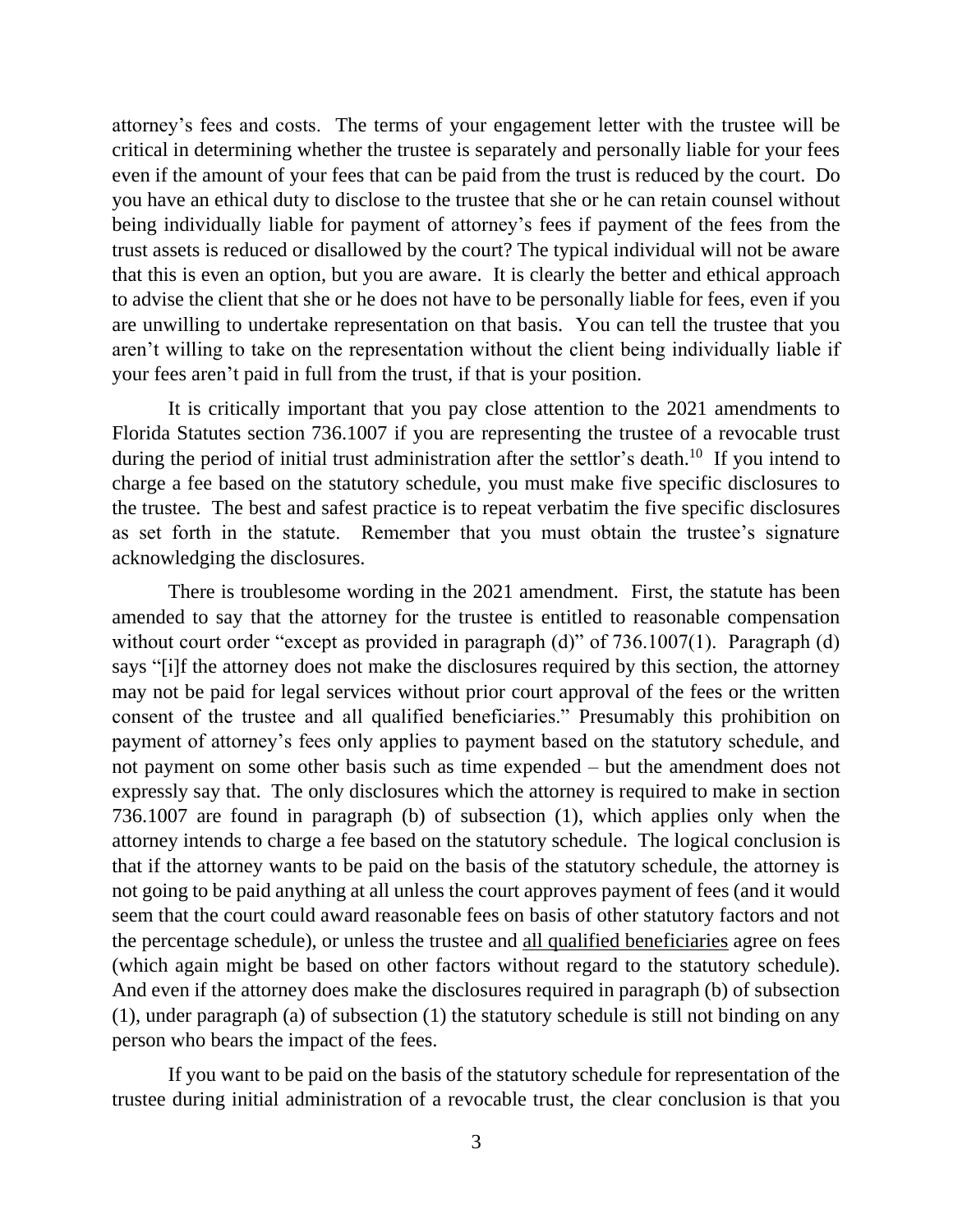attorney's fees and costs. The terms of your engagement letter with the trustee will be critical in determining whether the trustee is separately and personally liable for your fees even if the amount of your fees that can be paid from the trust is reduced by the court. Do you have an ethical duty to disclose to the trustee that she or he can retain counsel without being individually liable for payment of attorney's fees if payment of the fees from the trust assets is reduced or disallowed by the court? The typical individual will not be aware that this is even an option, but you are aware. It is clearly the better and ethical approach to advise the client that she or he does not have to be personally liable for fees, even if you are unwilling to undertake representation on that basis. You can tell the trustee that you aren't willing to take on the representation without the client being individually liable if your fees aren't paid in full from the trust, if that is your position.

It is critically important that you pay close attention to the 2021 amendments to Florida Statutes section 736.1007 if you are representing the trustee of a revocable trust during the period of initial trust administration after the settlor's death.[10] If you intend to charge a fee based on the statutory schedule, you must make five specific disclosures to the trustee. The best and safest practice is to repeat verbatim the five specific disclosures as set forth in the statute. Remember that you must obtain the trustee's signature acknowledging the disclosures.

There is troublesome wording in the 2021 amendment. First, the statute has been amended to say that the attorney for the trustee is entitled to reasonable compensation without court order "except as provided in paragraph (d)" of 736.1007(1). Paragraph (d) says "[i]f the attorney does not make the disclosures required by this section, the attorney may not be paid for legal services without prior court approval of the fees or the written consent of the trustee and all qualified beneficiaries." Presumably this prohibition on payment of attorney's fees only applies to payment based on the statutory schedule, and not payment on some other basis such as time expended – but the amendment does not expressly say that. The only disclosures which the attorney is required to make in section 736.1007 are found in paragraph (b) of subsection (1), which applies only when the attorney intends to charge a fee based on the statutory schedule. The logical conclusion is that if the attorney wants to be paid on the basis of the statutory schedule, the attorney is not going to be paid anything at all unless the court approves payment of fees (and it would seem that the court could award reasonable fees on basis of other statutory factors and not the percentage schedule), or unless the trustee and <u>all qualified beneficiaries</u> agree on fees (which again might be based on other factors without regard to the statutory schedule). And even if the attorney does make the disclosures required in paragraph (b) of subsection (1), under paragraph (a) of subsection (1) the statutory schedule is still not binding on any person who bears the impact of the fees.

If you want to be paid on the basis of the statutory schedule for representation of the trustee during initial administration of a revocable trust, the clear conclusion is that you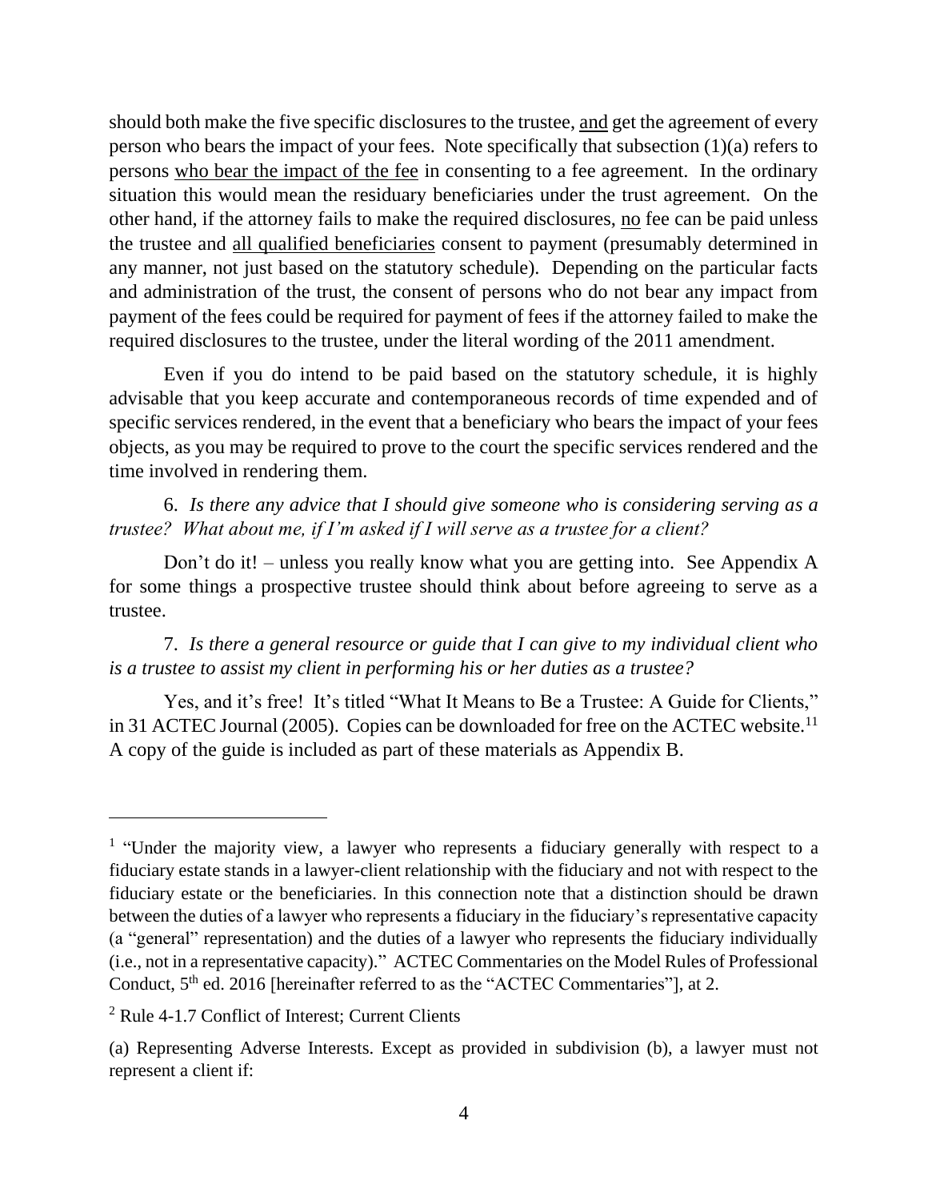should both make the five specific disclosures to the trustee, and get the agreement of every person who bears the impact of your fees. Note specifically that subsection (1)(a) refers to persons who bear the impact of the fee in consenting to a fee agreement. In the ordinary situation this would mean the residuary beneficiaries under the trust agreement. On the other hand, if the attorney fails to make the required disclosures, no fee can be paid unless the trustee and all qualified beneficiaries consent to payment (presumably determined in any manner, not just based on the statutory schedule). Depending on the particular facts and administration of the trust, the consent of persons who do not bear any impact from payment of the fees could be required for payment of fees if the attorney failed to make the required disclosures to the trustee, under the literal wording of the 2011 amendment.

Even if you do intend to be paid based on the statutory schedule, it is highly advisable that you keep accurate and contemporaneous records of time expended and of specific services rendered, in the event that a beneficiary who bears the impact of your fees objects, as you may be required to prove to the court the specific services rendered and the time involved in rendering them.

6. *Is there any advice that I should give someone who is considering serving as a trustee? What about me, if I'm asked if I will serve as a trustee for a client?*

Don't do it! – unless you really know what you are getting into. See Appendix A for some things a prospective trustee should think about before agreeing to serve as a trustee.

7. *Is there a general resource or guide that I can give to my individual client who is a trustee to assist my client in performing his or her duties as a trustee?*

Yes, and it's free! It's titled "What It Means to Be a Trustee: A Guide for Clients," in 31 ACTEC Journal (2005). Copies can be downloaded for free on the ACTEC website.[11] A copy of the guide is included as part of these materials as Appendix B.

---

[1] "Under the majority view, a lawyer who represents a fiduciary generally with respect to a fiduciary estate stands in a lawyer-client relationship with the fiduciary and not with respect to the fiduciary estate or the beneficiaries. In this connection note that a distinction should be drawn between the duties of a lawyer who represents a fiduciary in the fiduciary's representative capacity (a "general" representation) and the duties of a lawyer who represents the fiduciary individually (i.e., not in a representative capacity)." ACTEC Commentaries on the Model Rules of Professional Conduct, 5th ed. 2016 [hereinafter referred to as the "ACTEC Commentaries"], at 2.

[2] Rule 4-1.7 Conflict of Interest; Current Clients

(a) Representing Adverse Interests. Except as provided in subdivision (b), a lawyer must not represent a client if: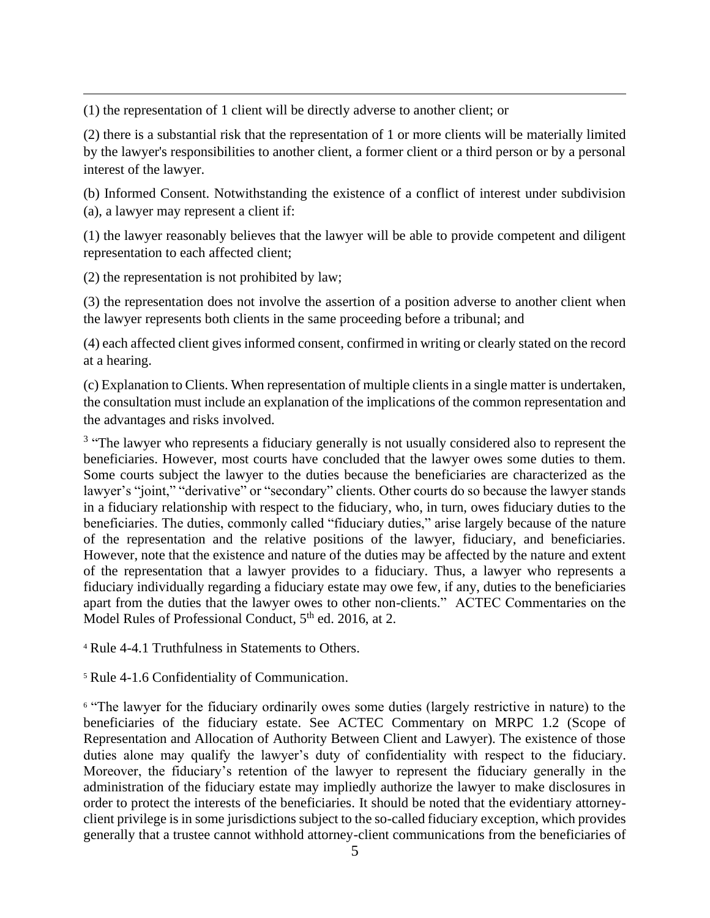(1) the representation of 1 client will be directly adverse to another client; or

(2) there is a substantial risk that the representation of 1 or more clients will be materially limited by the lawyer's responsibilities to another client, a former client or a third person or by a personal interest of the lawyer.

(b) Informed Consent. Notwithstanding the existence of a conflict of interest under subdivision (a), a lawyer may represent a client if:

(1) the lawyer reasonably believes that the lawyer will be able to provide competent and diligent representation to each affected client;

(2) the representation is not prohibited by law;

(3) the representation does not involve the assertion of a position adverse to another client when the lawyer represents both clients in the same proceeding before a tribunal; and

(4) each affected client gives informed consent, confirmed in writing or clearly stated on the record at a hearing.

(c) Explanation to Clients. When representation of multiple clients in a single matter is undertaken, the consultation must include an explanation of the implications of the common representation and the advantages and risks involved.

[3] "The lawyer who represents a fiduciary generally is not usually considered also to represent the beneficiaries. However, most courts have concluded that the lawyer owes some duties to them. Some courts subject the lawyer to the duties because the beneficiaries are characterized as the lawyer's "joint," "derivative" or "secondary" clients. Other courts do so because the lawyer stands in a fiduciary relationship with respect to the fiduciary, who, in turn, owes fiduciary duties to the beneficiaries. The duties, commonly called "fiduciary duties," arise largely because of the nature of the representation and the relative positions of the lawyer, fiduciary, and beneficiaries. However, note that the existence and nature of the duties may be affected by the nature and extent of the representation that a lawyer provides to a fiduciary. Thus, a lawyer who represents a fiduciary individually regarding a fiduciary estate may owe few, if any, duties to the beneficiaries apart from the duties that the lawyer owes to other non-clients." ACTEC Commentaries on the Model Rules of Professional Conduct, 5th ed. 2016, at 2.

[4] Rule 4-4.1 Truthfulness in Statements to Others.

[5] Rule 4-1.6 Confidentiality of Communication.

[6] "The lawyer for the fiduciary ordinarily owes some duties (largely restrictive in nature) to the beneficiaries of the fiduciary estate. See ACTEC Commentary on MRPC 1.2 (Scope of Representation and Allocation of Authority Between Client and Lawyer). The existence of those duties alone may qualify the lawyer's duty of confidentiality with respect to the fiduciary. Moreover, the fiduciary's retention of the lawyer to represent the fiduciary generally in the administration of the fiduciary estate may impliedly authorize the lawyer to make disclosures in order to protect the interests of the beneficiaries. It should be noted that the evidentiary attorney-client privilege is in some jurisdictions subject to the so-called fiduciary exception, which provides generally that a trustee cannot withhold attorney-client communications from the beneficiaries of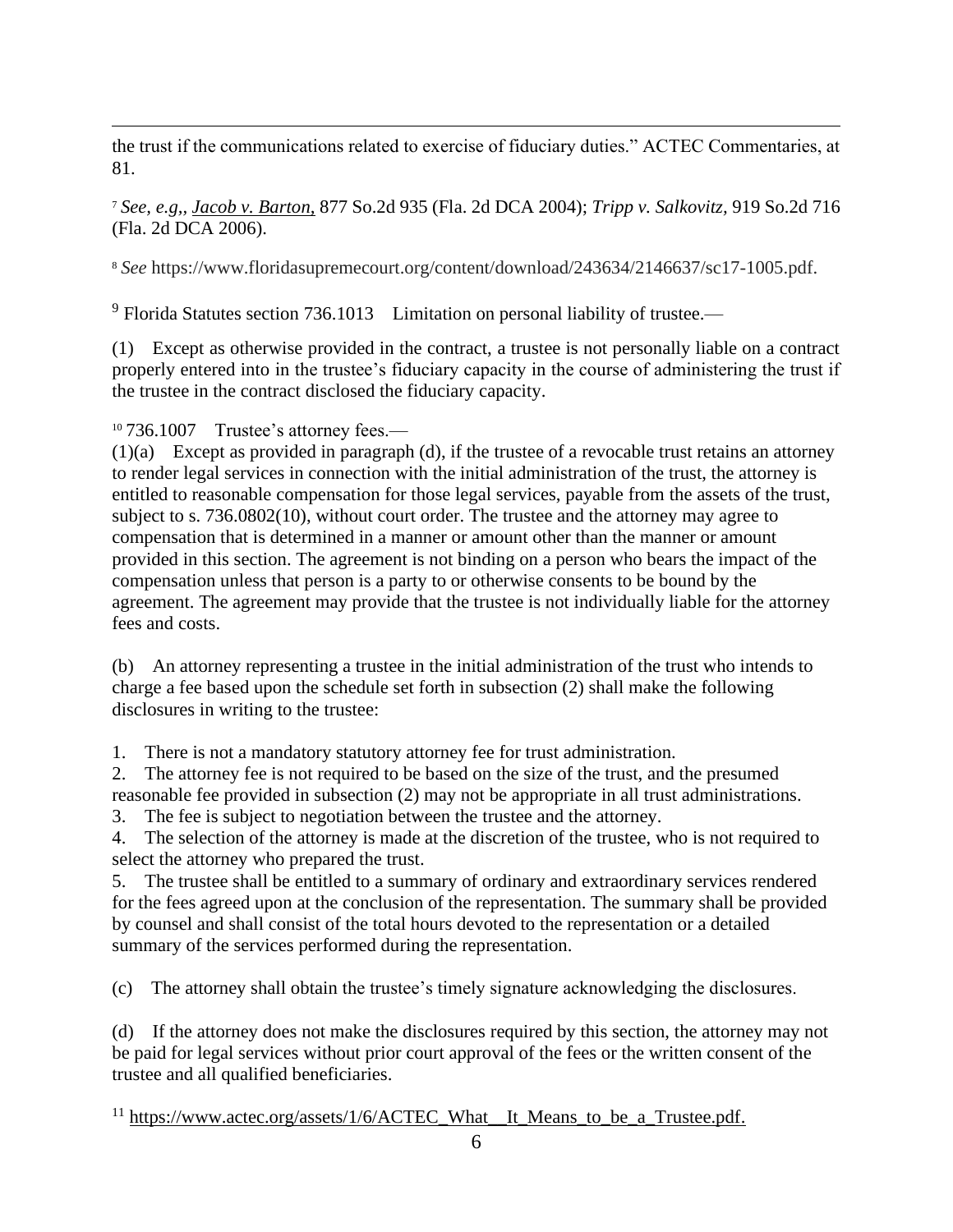the trust if the communications related to exercise of fiduciary duties." ACTEC Commentaries, at 81.

[7] *See, e.g,, Jacob v. Barton,* 877 So.2d 935 (Fla. 2d DCA 2004); *Tripp v. Salkovitz,* 919 So.2d 716 (Fla. 2d DCA 2006).

[8] *See* https://www.floridasupremecourt.org/content/download/243634/2146637/sc17-1005.pdf.

[9] Florida Statutes section 736.1013 Limitation on personal liability of trustee.—

(1) Except as otherwise provided in the contract, a trustee is not personally liable on a contract properly entered into in the trustee's fiduciary capacity in the course of administering the trust if the trustee in the contract disclosed the fiduciary capacity.

[10] 736.1007 Trustee's attorney fees.—
(1)(a) Except as provided in paragraph (d), if the trustee of a revocable trust retains an attorney to render legal services in connection with the initial administration of the trust, the attorney is entitled to reasonable compensation for those legal services, payable from the assets of the trust, subject to s. 736.0802(10), without court order. The trustee and the attorney may agree to compensation that is determined in a manner or amount other than the manner or amount provided in this section. The agreement is not binding on a person who bears the impact of the compensation unless that person is a party to or otherwise consents to be bound by the agreement. The agreement may provide that the trustee is not individually liable for the attorney fees and costs.

(b) An attorney representing a trustee in the initial administration of the trust who intends to charge a fee based upon the schedule set forth in subsection (2) shall make the following disclosures in writing to the trustee:

1. There is not a mandatory statutory attorney fee for trust administration.
2. The attorney fee is not required to be based on the size of the trust, and the presumed reasonable fee provided in subsection (2) may not be appropriate in all trust administrations.
3. The fee is subject to negotiation between the trustee and the attorney.
4. The selection of the attorney is made at the discretion of the trustee, who is not required to select the attorney who prepared the trust.
5. The trustee shall be entitled to a summary of ordinary and extraordinary services rendered for the fees agreed upon at the conclusion of the representation. The summary shall be provided by counsel and shall consist of the total hours devoted to the representation or a detailed summary of the services performed during the representation.

(c) The attorney shall obtain the trustee's timely signature acknowledging the disclosures.

(d) If the attorney does not make the disclosures required by this section, the attorney may not be paid for legal services without prior court approval of the fees or the written consent of the trustee and all qualified beneficiaries.

[11] https://www.actec.org/assets/1/6/ACTEC_What__It_Means_to_be_a_Trustee.pdf.